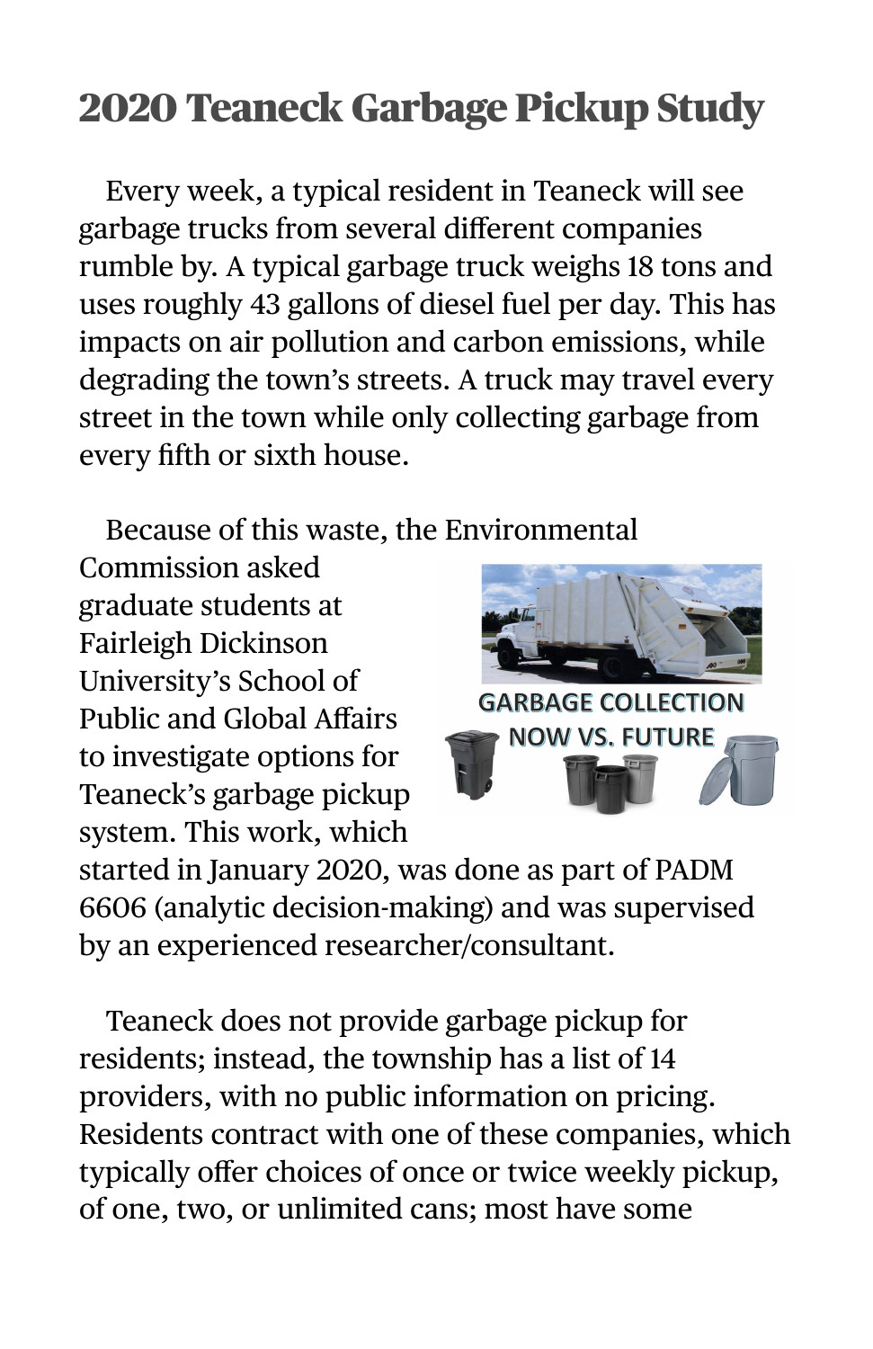# 2020 Teaneck Garbage Pickup Study

Every week, a typical resident in Teaneck will see garbage trucks from several different companies rumble by. A typical garbage truck weighs 18 tons and uses roughly 43 gallons of diesel fuel per day. This has impacts on air pollution and carbon emissions, while degrading the town's streets. A truck may travel every street in the town while only collecting garbage from every fifth or sixth house.

Because of this waste, the Environmental Commission asked graduate students at Fairleigh Dickinson University's School of Public and Global Affairs to investigate options for Teaneck's garbage pickup system. This work, which started in January 2020, was done as part of PADM 6606 (analytic decision-making) and was supervised by an experienced researcher/consultant.

Teaneck does not provide garbage pickup for residents; instead, the township has a list of 14 providers, with no public information on pricing. Residents contract with one of these companies, which typically offer choices of once or twice weekly pickup, of one, two, or unlimited cans; most have some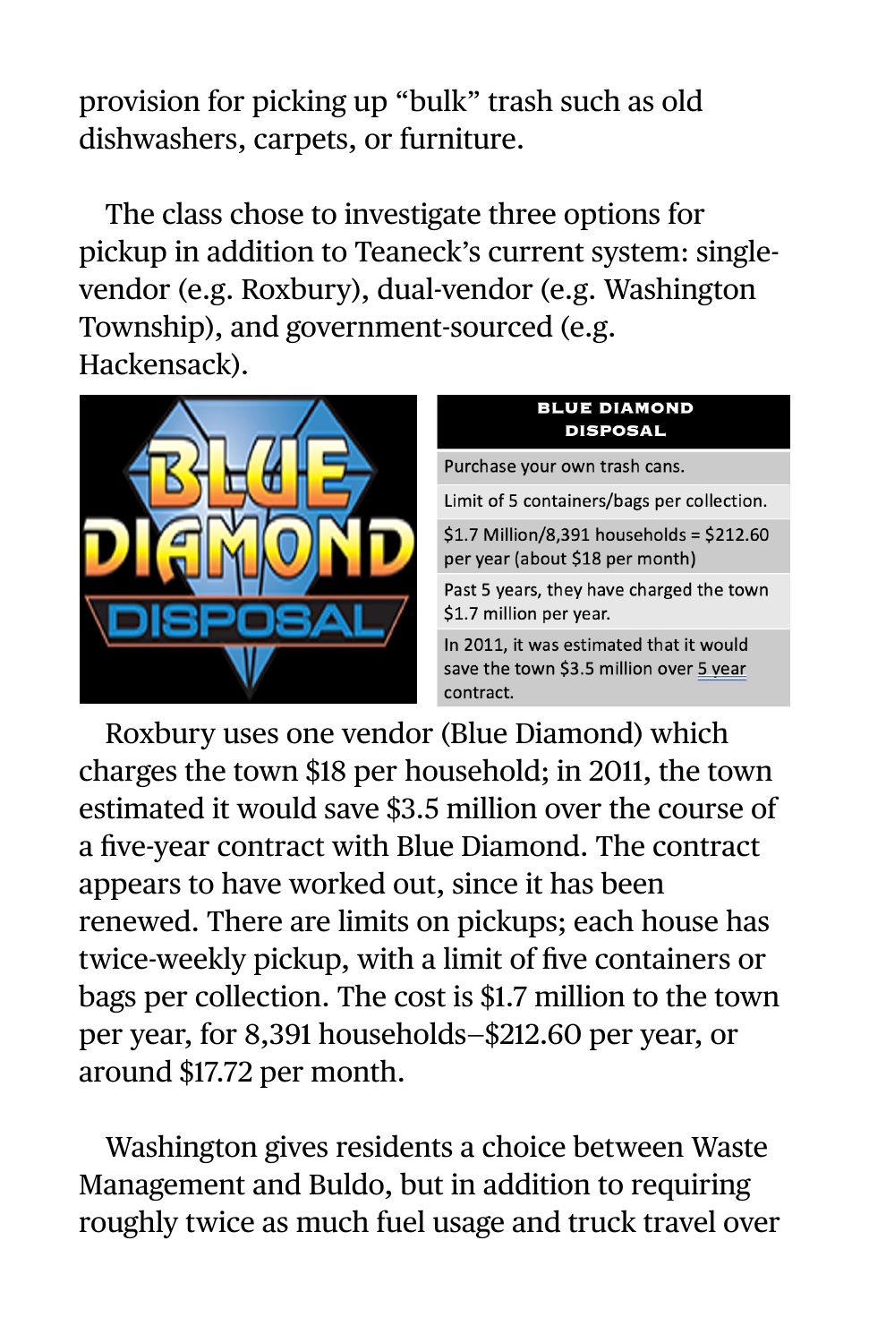provision for picking up "bulk" trash such as old dishwashers, carpets, or furniture.

The class chose to investigate three options for pickup in addition to Teaneck's current system: single-vendor (e.g. Roxbury), dual-vendor (e.g. Washington Township), and government-sourced (e.g. Hackensack).

| BLUE DIAMOND DISPOSAL |
|---|
| Purchase your own trash cans. |
| Limit of 5 containers/bags per collection. |
| $1.7 Million/8,391 households = $212.60 per year (about $18 per month) |
| Past 5 years, they have charged the town $1.7 million per year. |
| In 2011, it was estimated that it would save the town $3.5 million over 5 year contract. |

Roxbury uses one vendor (Blue Diamond) which charges the town $18 per household; in 2011, the town estimated it would save $3.5 million over the course of a five-year contract with Blue Diamond. The contract appears to have worked out, since it has been renewed. There are limits on pickups; each house has twice-weekly pickup, with a limit of five containers or bags per collection. The cost is $1.7 million to the town per year, for 8,391 households–$212.60 per year, or around $17.72 per month.

Washington gives residents a choice between Waste Management and Buldo, but in addition to requiring roughly twice as much fuel usage and truck travel over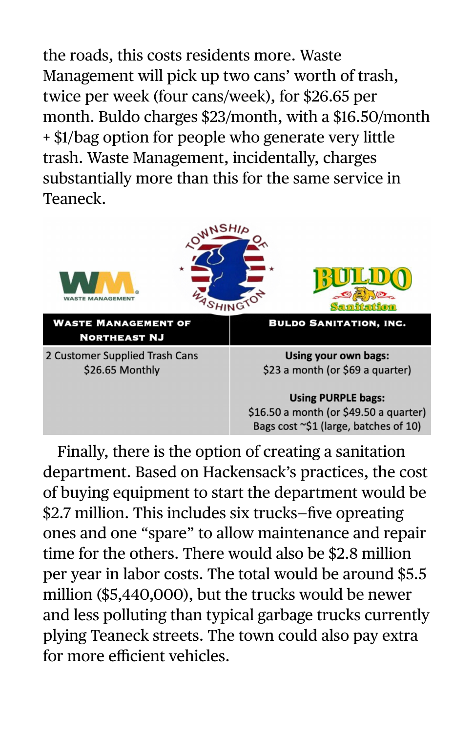the roads, this costs residents more. Waste Management will pick up two cans' worth of trash, twice per week (four cans/week), for $26.65 per month. Buldo charges $23/month, with a $16.50/month + $1/bag option for people who generate very little trash. Waste Management, incidentally, charges substantially more than this for the same service in Teaneck.

| Waste Management of Northeast NJ | Buldo Sanitation, Inc. |
|---|---|
| 2 Customer Supplied Trash Cans<br>$26.65 Monthly | **Using your own bags:**<br>$23 a month (or $69 a quarter)<br><br>**Using PURPLE bags:**<br>$16.50 a month (or $49.50 a quarter)<br>Bags cost ~$1 (large, batches of 10) |

Finally, there is the option of creating a sanitation department. Based on Hackensack's practices, the cost of buying equipment to start the department would be $2.7 million. This includes six trucks–five opreating ones and one "spare" to allow maintenance and repair time for the others. There would also be $2.8 million per year in labor costs. The total would be around $5.5 million ($5,440,000), but the trucks would be newer and less polluting than typical garbage trucks currently plying Teaneck streets. The town could also pay extra for more efficient vehicles.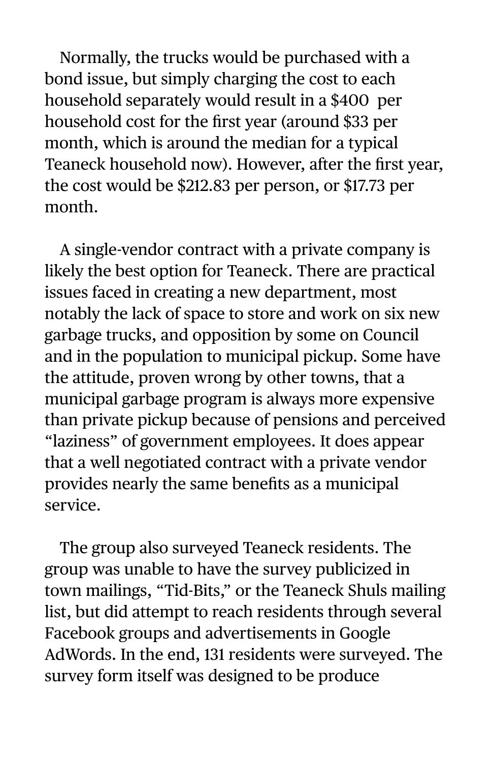Normally, the trucks would be purchased with a bond issue, but simply charging the cost to each household separately would result in a $400 per household cost for the first year (around $33 per month, which is around the median for a typical Teaneck household now). However, after the first year, the cost would be $212.83 per person, or $17.73 per month.

A single-vendor contract with a private company is likely the best option for Teaneck. There are practical issues faced in creating a new department, most notably the lack of space to store and work on six new garbage trucks, and opposition by some on Council and in the population to municipal pickup. Some have the attitude, proven wrong by other towns, that a municipal garbage program is always more expensive than private pickup because of pensions and perceived “laziness” of government employees. It does appear that a well negotiated contract with a private vendor provides nearly the same benefits as a municipal service.

The group also surveyed Teaneck residents. The group was unable to have the survey publicized in town mailings, “Tid-Bits,” or the Teaneck Shuls mailing list, but did attempt to reach residents through several Facebook groups and advertisements in Google AdWords. In the end, 131 residents were surveyed. The survey form itself was designed to be produce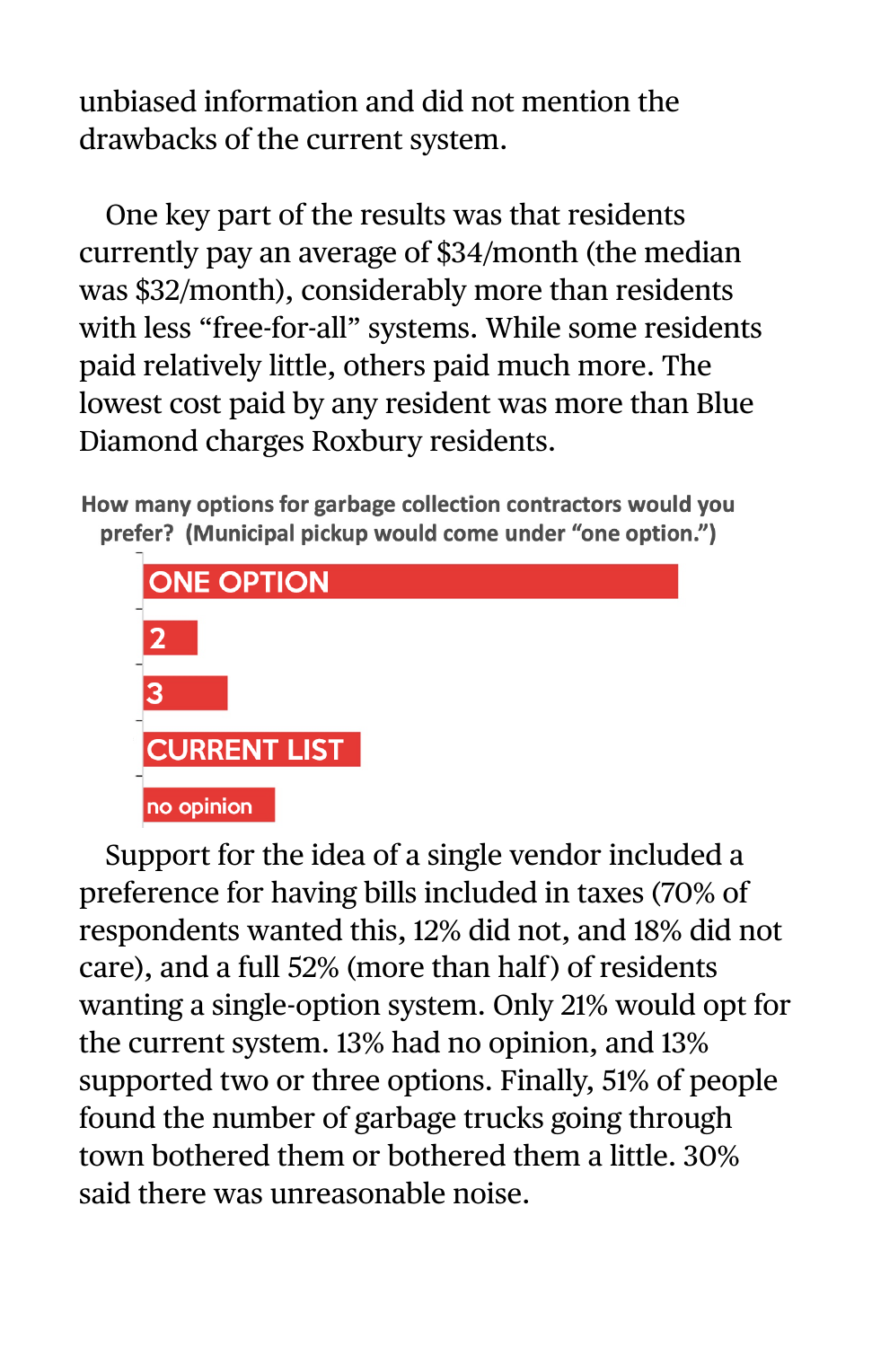unbiased information and did not mention the drawbacks of the current system.

One key part of the results was that residents currently pay an average of $34/month (the median was $32/month), considerably more than residents with less “free-for-all” systems. While some residents paid relatively little, others paid much more. The lowest cost paid by any resident was more than Blue Diamond charges Roxbury residents.

**How many options for garbage collection contractors would you prefer? (Municipal pickup would come under “one option.”)**

ONE OPTION

2

3

CURRENT LIST

no opinion

Support for the idea of a single vendor included a preference for having bills included in taxes (70% of respondents wanted this, 12% did not, and 18% did not care), and a full 52% (more than half) of residents wanting a single-option system. Only 21% would opt for the current system. 13% had no opinion, and 13% supported two or three options. Finally, 51% of people found the number of garbage trucks going through town bothered them or bothered them a little. 30% said there was unreasonable noise.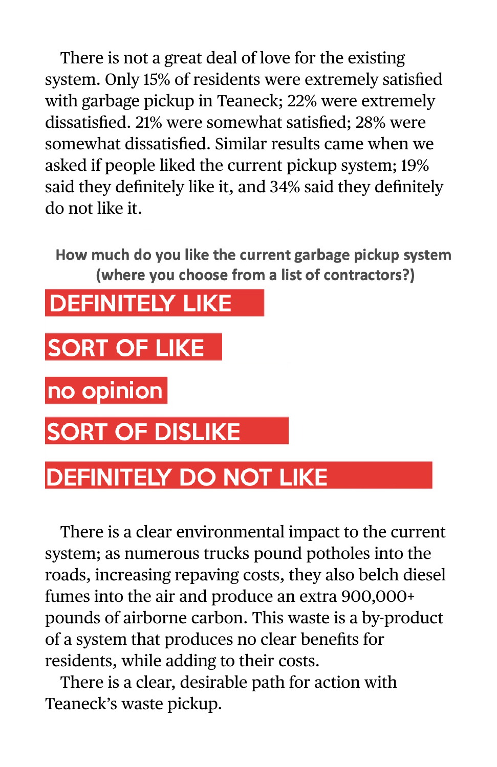There is not a great deal of love for the existing system. Only 15% of residents were extremely satisfied with garbage pickup in Teaneck; 22% were extremely dissatisfied. 21% were somewhat satisfied; 28% were somewhat dissatisfied. Similar results came when we asked if people liked the current pickup system; 19% said they definitely like it, and 34% said they definitely do not like it.

**How much do you like the current garbage pickup system (where you choose from a list of contractors?)**

DEFINITELY LIKE

SORT OF LIKE

no opinion

SORT OF DISLIKE

DEFINITELY DO NOT LIKE

There is a clear environmental impact to the current system; as numerous trucks pound potholes into the roads, increasing repaving costs, they also belch diesel fumes into the air and produce an extra 900,000+ pounds of airborne carbon. This waste is a by-product of a system that produces no clear benefits for residents, while adding to their costs.

There is a clear, desirable path for action with Teaneck's waste pickup.